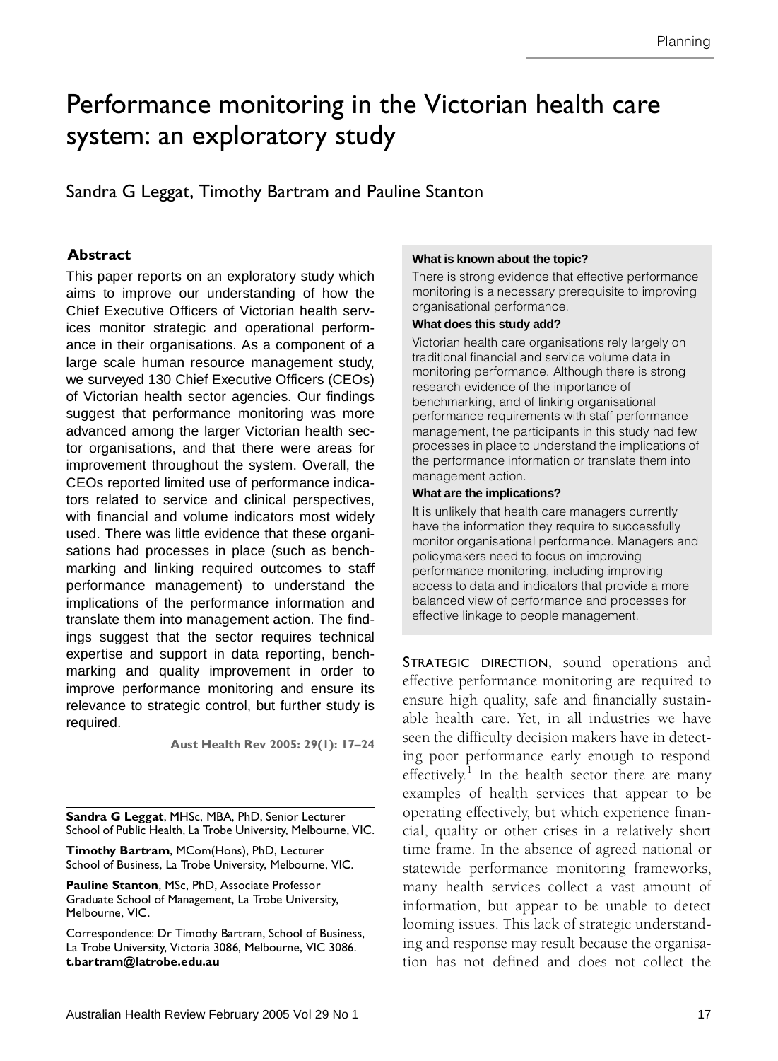# Performance monitoring in the Victorian health care system: an exploratory study

Sandra G Leggat, Timothy Bartram and Pauline Stanton

## Abstract

This paper reports on an exploratory study which aims to improve our understanding of how the Chief Executive Officers of Victorian health services monitor strategic and operational performance in their organisations. As a component of a large scale human resource management study, we surveyed 130 Chief Executive Officers (CEOs) of Victorian health sector agencies. Our findings suggest that performance monitoring was more advanced among the larger Victorian health sector organisations, and that there were areas for improvement throughout the system. Overall, the CEOs reported limited use of performance indicators related to service and clinical perspectives, with financial and volume indicators most widely used. There was little evidence that these organisations had processes in place (such as benchmarking and linking required outcomes to staff performance management) to understand the implications of the performance information and translate them into management action. The findings suggest that the sector requires technical expertise and support in data reporting, benchmarking and quality improvement in order to improve performance monitoring and ensure its relevance to strategic control, but further study is required.

**Aust Health Rev 2005: 29(1): 17–24**

**Sandra G Leggat**, MHSc, MBA, PhD, Senior Lecturer
School of Public Health, La Trobe University, Melbourne, VIC.

**Timothy Bartram**, MCom(Hons), PhD, Lecturer
School of Business, La Trobe University, Melbourne, VIC.

**Pauline Stanton**, MSc, PhD, Associate Professor
Graduate School of Management, La Trobe University, Melbourne, VIC.

Correspondence: Dr Timothy Bartram, School of Business, La Trobe University, Victoria 3086, Melbourne, VIC 3086.
**t.bartram@latrobe.edu.au**

**What is known about the topic?**

There is strong evidence that effective performance monitoring is a necessary prerequisite to improving organisational performance.

**What does this study add?**

Victorian health care organisations rely largely on traditional financial and service volume data in monitoring performance. Although there is strong research evidence of the importance of benchmarking, and of linking organisational performance requirements with staff performance management, the participants in this study had few processes in place to understand the implications of the performance information or translate them into management action.

**What are the implications?**

It is unlikely that health care managers currently have the information they require to successfully monitor organisational performance. Managers and policymakers need to focus on improving performance monitoring, including improving access to data and indicators that provide a more balanced view of performance and processes for effective linkage to people management.

STRATEGIC DIRECTION, sound operations and effective performance monitoring are required to ensure high quality, safe and financially sustainable health care. Yet, in all industries we have seen the difficulty decision makers have in detecting poor performance early enough to respond effectively.[1] In the health sector there are many examples of health services that appear to be operating effectively, but which experience financial, quality or other crises in a relatively short time frame. In the absence of agreed national or statewide performance monitoring frameworks, many health services collect a vast amount of information, but appear to be unable to detect looming issues. This lack of strategic understanding and response may result because the organisation has not defined and does not collect the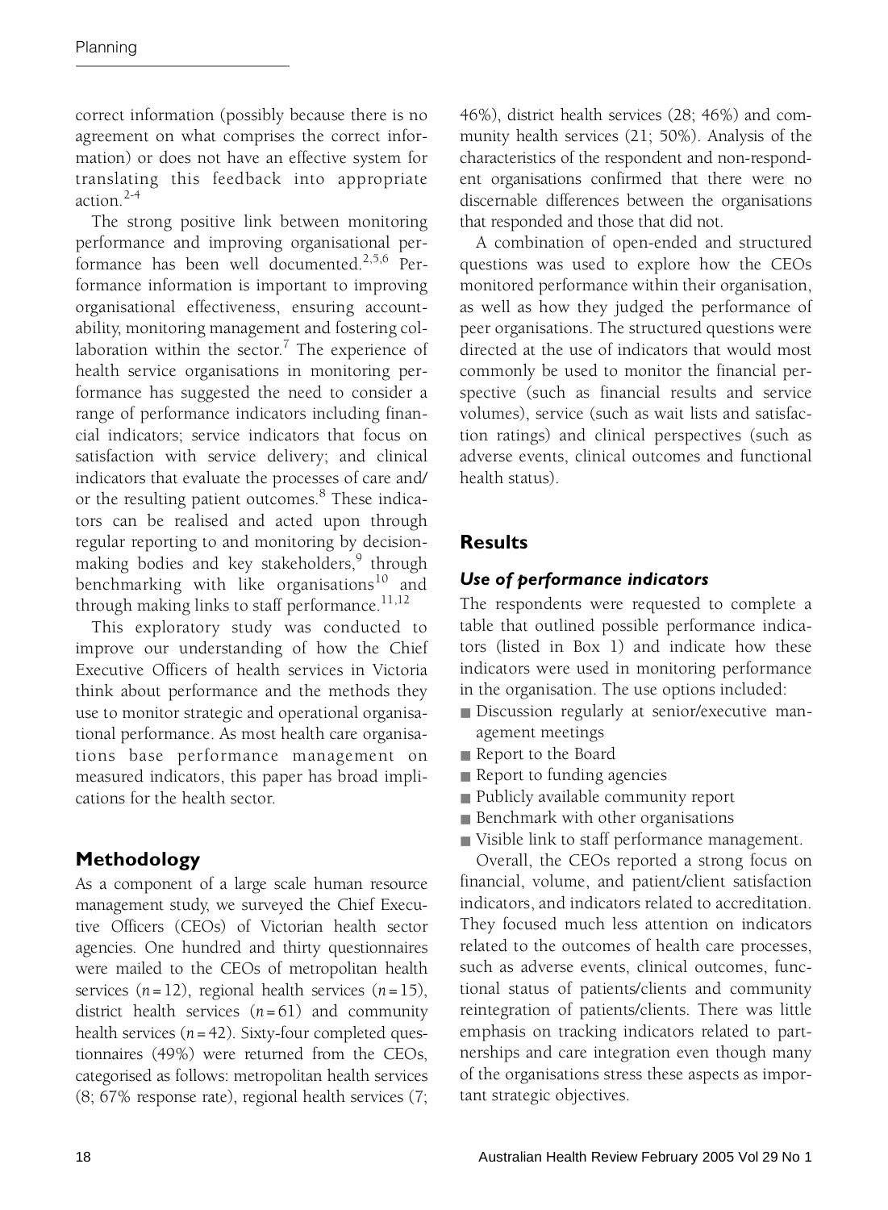correct information (possibly because there is no agreement on what comprises the correct information) or does not have an effective system for translating this feedback into appropriate action.[2-4]

The strong positive link between monitoring performance and improving organisational performance has been well documented.[2,5,6] Performance information is important to improving organisational effectiveness, ensuring accountability, monitoring management and fostering collaboration within the sector.[7] The experience of health service organisations in monitoring performance has suggested the need to consider a range of performance indicators including financial indicators; service indicators that focus on satisfaction with service delivery; and clinical indicators that evaluate the processes of care and/or the resulting patient outcomes.[8] These indicators can be realised and acted upon through regular reporting to and monitoring by decision-making bodies and key stakeholders,[9] through benchmarking with like organisations[10] and through making links to staff performance.[11,12]

This exploratory study was conducted to improve our understanding of how the Chief Executive Officers of health services in Victoria think about performance and the methods they use to monitor strategic and operational organisational performance. As most health care organisations base performance management on measured indicators, this paper has broad implications for the health sector.

## Methodology

As a component of a large scale human resource management study, we surveyed the Chief Executive Officers (CEOs) of Victorian health sector agencies. One hundred and thirty questionnaires were mailed to the CEOs of metropolitan health services ($n = 12$), regional health services ($n = 15$), district health services ($n = 61$) and community health services ($n = 42$). Sixty-four completed questionnaires (49%) were returned from the CEOs, categorised as follows: metropolitan health services (8; 67% response rate), regional health services (7; 46%), district health services (28; 46%) and community health services (21; 50%). Analysis of the characteristics of the respondent and non-respondent organisations confirmed that there were no discernable differences between the organisations that responded and those that did not.

A combination of open-ended and structured questions was used to explore how the CEOs monitored performance within their organisation, as well as how they judged the performance of peer organisations. The structured questions were directed at the use of indicators that would most commonly be used to monitor the financial perspective (such as financial results and service volumes), service (such as wait lists and satisfaction ratings) and clinical perspectives (such as adverse events, clinical outcomes and functional health status).

## Results

### *Use of performance indicators*

The respondents were requested to complete a table that outlined possible performance indicators (listed in Box 1) and indicate how these indicators were used in monitoring performance in the organisation. The use options included:

- Discussion regularly at senior/executive management meetings
- Report to the Board
- Report to funding agencies
- Publicly available community report
- Benchmark with other organisations
- Visible link to staff performance management.

Overall, the CEOs reported a strong focus on financial, volume, and patient/client satisfaction indicators, and indicators related to accreditation. They focused much less attention on indicators related to the outcomes of health care processes, such as adverse events, clinical outcomes, functional status of patients/clients and community reintegration of patients/clients. There was little emphasis on tracking indicators related to partnerships and care integration even though many of the organisations stress these aspects as important strategic objectives.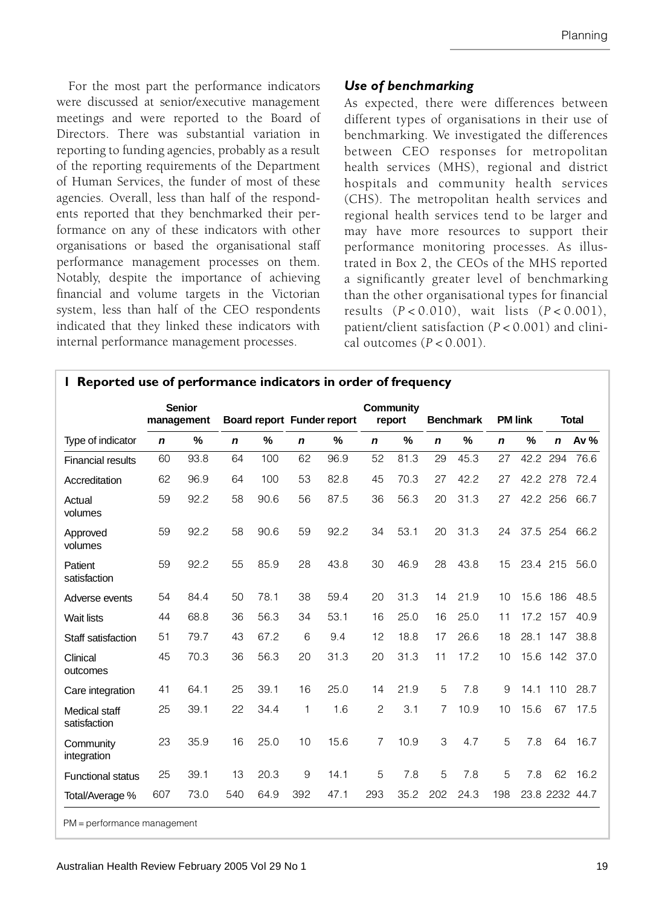For the most part the performance indicators were discussed at senior/executive management meetings and were reported to the Board of Directors. There was substantial variation in reporting to funding agencies, probably as a result of the reporting requirements of the Department of Human Services, the funder of most of these agencies. Overall, less than half of the respondents reported that they benchmarked their performance on any of these indicators with other organisations or based the organisational staff performance management processes on them. Notably, despite the importance of achieving financial and volume targets in the Victorian system, less than half of the CEO respondents indicated that they linked these indicators with internal performance management processes.

### *Use of benchmarking*

As expected, there were differences between different types of organisations in their use of benchmarking. We investigated the differences between CEO responses for metropolitan health services (MHS), regional and district hospitals and community health services (CHS). The metropolitan health services and regional health services tend to be larger and may have more resources to support their performance monitoring processes. As illustrated in Box 2, the CEOs of the MHS reported a significantly greater level of benchmarking than the other organisational types for financial results ($P < 0.010$), wait lists ($P < 0.001$), patient/client satisfaction ($P < 0.001$) and clinical outcomes ($P < 0.001$).

**1 Reported use of performance indicators in order of frequency**

| | Senior management | | Board report | | Funder report | | Community report | | Benchmark | | PM link | | Total | |
|---|---|---|---|---|---|---|---|---|---|---|---|---|---|---|
| Type of indicator | *n* | % | *n* | % | *n* | % | *n* | % | *n* | % | *n* | % | *n* | Av % |
| Financial results | 60 | 93.8 | 64 | 100 | 62 | 96.9 | 52 | 81.3 | 29 | 45.3 | 27 | 42.2 | 294 | 76.6 |
| Accreditation | 62 | 96.9 | 64 | 100 | 53 | 82.8 | 45 | 70.3 | 27 | 42.2 | 27 | 42.2 | 278 | 72.4 |
| Actual volumes | 59 | 92.2 | 58 | 90.6 | 56 | 87.5 | 36 | 56.3 | 20 | 31.3 | 27 | 42.2 | 256 | 66.7 |
| Approved volumes | 59 | 92.2 | 58 | 90.6 | 59 | 92.2 | 34 | 53.1 | 20 | 31.3 | 24 | 37.5 | 254 | 66.2 |
| Patient satisfaction | 59 | 92.2 | 55 | 85.9 | 28 | 43.8 | 30 | 46.9 | 28 | 43.8 | 15 | 23.4 | 215 | 56.0 |
| Adverse events | 54 | 84.4 | 50 | 78.1 | 38 | 59.4 | 20 | 31.3 | 14 | 21.9 | 10 | 15.6 | 186 | 48.5 |
| Wait lists | 44 | 68.8 | 36 | 56.3 | 34 | 53.1 | 16 | 25.0 | 16 | 25.0 | 11 | 17.2 | 157 | 40.9 |
| Staff satisfaction | 51 | 79.7 | 43 | 67.2 | 6 | 9.4 | 12 | 18.8 | 17 | 26.6 | 18 | 28.1 | 147 | 38.8 |
| Clinical outcomes | 45 | 70.3 | 36 | 56.3 | 20 | 31.3 | 20 | 31.3 | 11 | 17.2 | 10 | 15.6 | 142 | 37.0 |
| Care integration | 41 | 64.1 | 25 | 39.1 | 16 | 25.0 | 14 | 21.9 | 5 | 7.8 | 9 | 14.1 | 110 | 28.7 |
| Medical staff satisfaction | 25 | 39.1 | 22 | 34.4 | 1 | 1.6 | 2 | 3.1 | 7 | 10.9 | 10 | 15.6 | 67 | 17.5 |
| Community integration | 23 | 35.9 | 16 | 25.0 | 10 | 15.6 | 7 | 10.9 | 3 | 4.7 | 5 | 7.8 | 64 | 16.7 |
| Functional status | 25 | 39.1 | 13 | 20.3 | 9 | 14.1 | 5 | 7.8 | 5 | 7.8 | 5 | 7.8 | 62 | 16.2 |
| Total/Average % | 607 | 73.0 | 540 | 64.9 | 392 | 47.1 | 293 | 35.2 | 202 | 24.3 | 198 | 23.8 | 2232 | 44.7 |

PM = performance management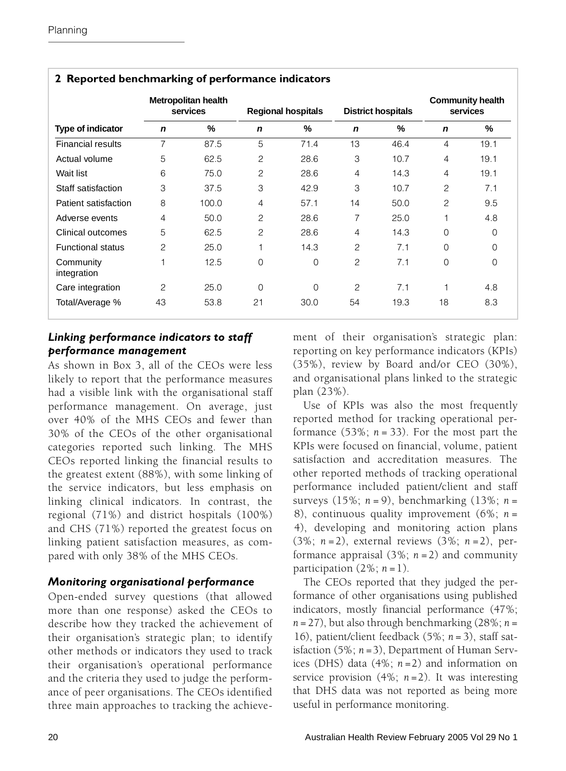**2 Reported benchmarking of performance indicators**

| Type of indicator | Metropolitan health services | | Regional hospitals | | District hospitals | | Community health services | |
|---|---|---|---|---|---|---|---|---|
| | *n* | % | *n* | % | *n* | % | *n* | % |
| Financial results | 7 | 87.5 | 5 | 71.4 | 13 | 46.4 | 4 | 19.1 |
| Actual volume | 5 | 62.5 | 2 | 28.6 | 3 | 10.7 | 4 | 19.1 |
| Wait list | 6 | 75.0 | 2 | 28.6 | 4 | 14.3 | 4 | 19.1 |
| Staff satisfaction | 3 | 37.5 | 3 | 42.9 | 3 | 10.7 | 2 | 7.1 |
| Patient satisfaction | 8 | 100.0 | 4 | 57.1 | 14 | 50.0 | 2 | 9.5 |
| Adverse events | 4 | 50.0 | 2 | 28.6 | 7 | 25.0 | 1 | 4.8 |
| Clinical outcomes | 5 | 62.5 | 2 | 28.6 | 4 | 14.3 | 0 | 0 |
| Functional status | 2 | 25.0 | 1 | 14.3 | 2 | 7.1 | 0 | 0 |
| Community integration | 1 | 12.5 | 0 | 0 | 2 | 7.1 | 0 | 0 |
| Care integration | 2 | 25.0 | 0 | 0 | 2 | 7.1 | 1 | 4.8 |
| Total/Average % | 43 | 53.8 | 21 | 30.0 | 54 | 19.3 | 18 | 8.3 |

### *Linking performance indicators to staff performance management*

As shown in Box 3, all of the CEOs were less likely to report that the performance measures had a visible link with the organisational staff performance management. On average, just over 40% of the MHS CEOs and fewer than 30% of the CEOs of the other organisational categories reported such linking. The MHS CEOs reported linking the financial results to the greatest extent (88%), with some linking of the service indicators, but less emphasis on linking clinical indicators. In contrast, the regional (71%) and district hospitals (100%) and CHS (71%) reported the greatest focus on linking patient satisfaction measures, as compared with only 38% of the MHS CEOs.

### *Monitoring organisational performance*

Open-ended survey questions (that allowed more than one response) asked the CEOs to describe how they tracked the achievement of their organisation's strategic plan; to identify other methods or indicators they used to track their organisation's operational performance and the criteria they used to judge the performance of peer organisations. The CEOs identified three main approaches to tracking the achievement of their organisation's strategic plan: reporting on key performance indicators (KPIs) (35%), review by Board and/or CEO (30%), and organisational plans linked to the strategic plan (23%).

Use of KPIs was also the most frequently reported method for tracking operational performance (53%; $n = 33$). For the most part the KPIs were focused on financial, volume, patient satisfaction and accreditation measures. The other reported methods of tracking operational performance included patient/client and staff surveys (15%; $n = 9$), benchmarking (13%; $n = 8$), continuous quality improvement (6%; $n = 4$), developing and monitoring action plans (3%; $n = 2$), external reviews (3%; $n = 2$), performance appraisal (3%; $n = 2$) and community participation (2%; $n = 1$).

The CEOs reported that they judged the performance of other organisations using published indicators, mostly financial performance (47%; $n = 27$), but also through benchmarking (28%; $n = 16$), patient/client feedback (5%; $n = 3$), staff satisfaction (5%; $n = 3$), Department of Human Services (DHS) data (4%; $n = 2$) and information on service provision (4%; $n = 2$). It was interesting that DHS data was not reported as being more useful in performance monitoring.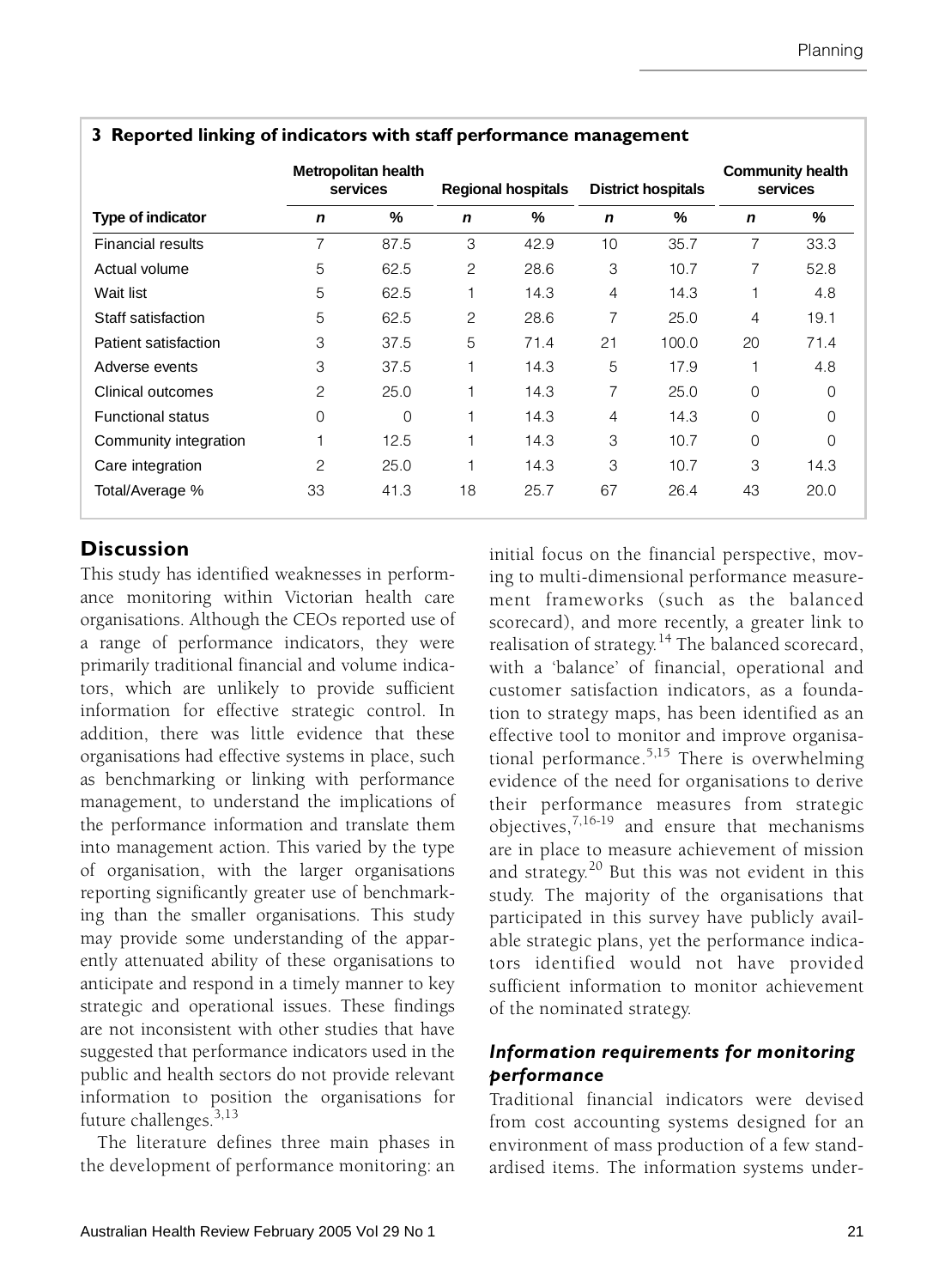**3 Reported linking of indicators with staff performance management**

| Type of indicator | Metropolitan health services | | Regional hospitals | | District hospitals | | Community health services | |
|---|---|---|---|---|---|---|---|---|
| | *n* | % | *n* | % | *n* | % | *n* | % |
| Financial results | 7 | 87.5 | 3 | 42.9 | 10 | 35.7 | 7 | 33.3 |
| Actual volume | 5 | 62.5 | 2 | 28.6 | 3 | 10.7 | 7 | 52.8 |
| Wait list | 5 | 62.5 | 1 | 14.3 | 4 | 14.3 | 1 | 4.8 |
| Staff satisfaction | 5 | 62.5 | 2 | 28.6 | 7 | 25.0 | 4 | 19.1 |
| Patient satisfaction | 3 | 37.5 | 5 | 71.4 | 21 | 100.0 | 20 | 71.4 |
| Adverse events | 3 | 37.5 | 1 | 14.3 | 5 | 17.9 | 1 | 4.8 |
| Clinical outcomes | 2 | 25.0 | 1 | 14.3 | 7 | 25.0 | 0 | 0 |
| Functional status | 0 | 0 | 1 | 14.3 | 4 | 14.3 | 0 | 0 |
| Community integration | 1 | 12.5 | 1 | 14.3 | 3 | 10.7 | 0 | 0 |
| Care integration | 2 | 25.0 | 1 | 14.3 | 3 | 10.7 | 3 | 14.3 |
| Total/Average % | 33 | 41.3 | 18 | 25.7 | 67 | 26.4 | 43 | 20.0 |

## Discussion

This study has identified weaknesses in performance monitoring within Victorian health care organisations. Although the CEOs reported use of a range of performance indicators, they were primarily traditional financial and volume indicators, which are unlikely to provide sufficient information for effective strategic control. In addition, there was little evidence that these organisations had effective systems in place, such as benchmarking or linking with performance management, to understand the implications of the performance information and translate them into management action. This varied by the type of organisation, with the larger organisations reporting significantly greater use of benchmarking than the smaller organisations. This study may provide some understanding of the apparently attenuated ability of these organisations to anticipate and respond in a timely manner to key strategic and operational issues. These findings are not inconsistent with other studies that have suggested that performance indicators used in the public and health sectors do not provide relevant information to position the organisations for future challenges.[3,13]

The literature defines three main phases in the development of performance monitoring: an initial focus on the financial perspective, moving to multi-dimensional performance measurement frameworks (such as the balanced scorecard), and more recently, a greater link to realisation of strategy.[14] The balanced scorecard, with a 'balance' of financial, operational and customer satisfaction indicators, as a foundation to strategy maps, has been identified as an effective tool to monitor and improve organisational performance.[5,15] There is overwhelming evidence of the need for organisations to derive their performance measures from strategic objectives,[7,16-19] and ensure that mechanisms are in place to measure achievement of mission and strategy.[20] But this was not evident in this study. The majority of the organisations that participated in this survey have publicly available strategic plans, yet the performance indicators identified would not have provided sufficient information to monitor achievement of the nominated strategy.

### *Information requirements for monitoring performance*

Traditional financial indicators were devised from cost accounting systems designed for an environment of mass production of a few standardised items. The information systems under-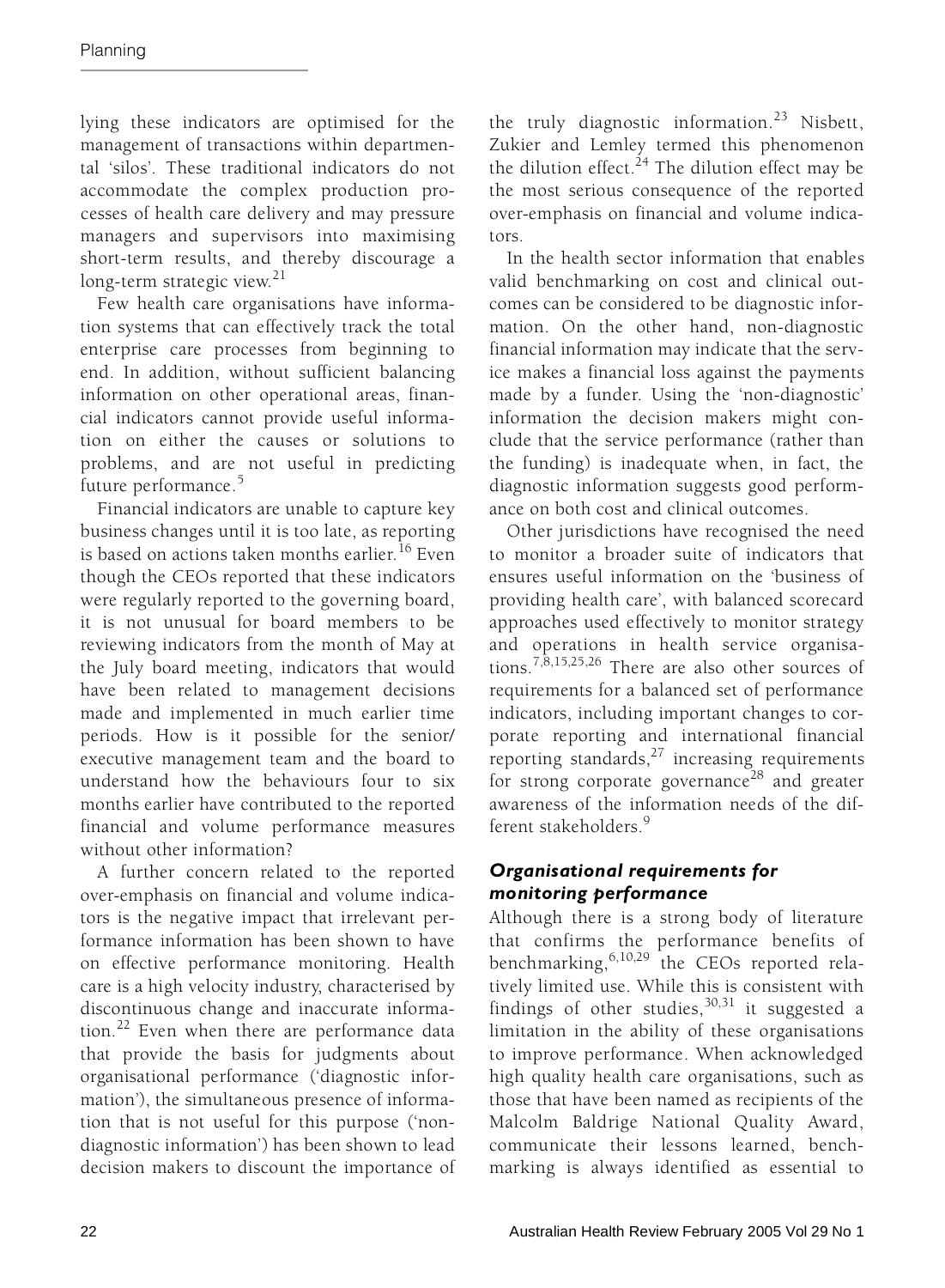lying these indicators are optimised for the management of transactions within departmental 'silos'. These traditional indicators do not accommodate the complex production processes of health care delivery and may pressure managers and supervisors into maximising short-term results, and thereby discourage a long-term strategic view.[21]

Few health care organisations have information systems that can effectively track the total enterprise care processes from beginning to end. In addition, without sufficient balancing information on other operational areas, financial indicators cannot provide useful information on either the causes or solutions to problems, and are not useful in predicting future performance.[5]

Financial indicators are unable to capture key business changes until it is too late, as reporting is based on actions taken months earlier.[16] Even though the CEOs reported that these indicators were regularly reported to the governing board, it is not unusual for board members to be reviewing indicators from the month of May at the July board meeting, indicators that would have been related to management decisions made and implemented in much earlier time periods. How is it possible for the senior/executive management team and the board to understand how the behaviours four to six months earlier have contributed to the reported financial and volume performance measures without other information?

A further concern related to the reported over-emphasis on financial and volume indicators is the negative impact that irrelevant performance information has been shown to have on effective performance monitoring. Health care is a high velocity industry, characterised by discontinuous change and inaccurate information.[22] Even when there are performance data that provide the basis for judgments about organisational performance ('diagnostic information'), the simultaneous presence of information that is not useful for this purpose ('non-diagnostic information') has been shown to lead decision makers to discount the importance of the truly diagnostic information.[23] Nisbett, Zukier and Lemley termed this phenomenon the dilution effect.[24] The dilution effect may be the most serious consequence of the reported over-emphasis on financial and volume indicators.

In the health sector information that enables valid benchmarking on cost and clinical outcomes can be considered to be diagnostic information. On the other hand, non-diagnostic financial information may indicate that the service makes a financial loss against the payments made by a funder. Using the 'non-diagnostic' information the decision makers might conclude that the service performance (rather than the funding) is inadequate when, in fact, the diagnostic information suggests good performance on both cost and clinical outcomes.

Other jurisdictions have recognised the need to monitor a broader suite of indicators that ensures useful information on the 'business of providing health care', with balanced scorecard approaches used effectively to monitor strategy and operations in health service organisations.[7,8,15,25,26] There are also other sources of requirements for a balanced set of performance indicators, including important changes to corporate reporting and international financial reporting standards,[27] increasing requirements for strong corporate governance[28] and greater awareness of the information needs of the different stakeholders.[9]

### *Organisational requirements for monitoring performance*

Although there is a strong body of literature that confirms the performance benefits of benchmarking,[6,10,29] the CEOs reported relatively limited use. While this is consistent with findings of other studies,[30,31] it suggested a limitation in the ability of these organisations to improve performance. When acknowledged high quality health care organisations, such as those that have been named as recipients of the Malcolm Baldrige National Quality Award, communicate their lessons learned, benchmarking is always identified as essential to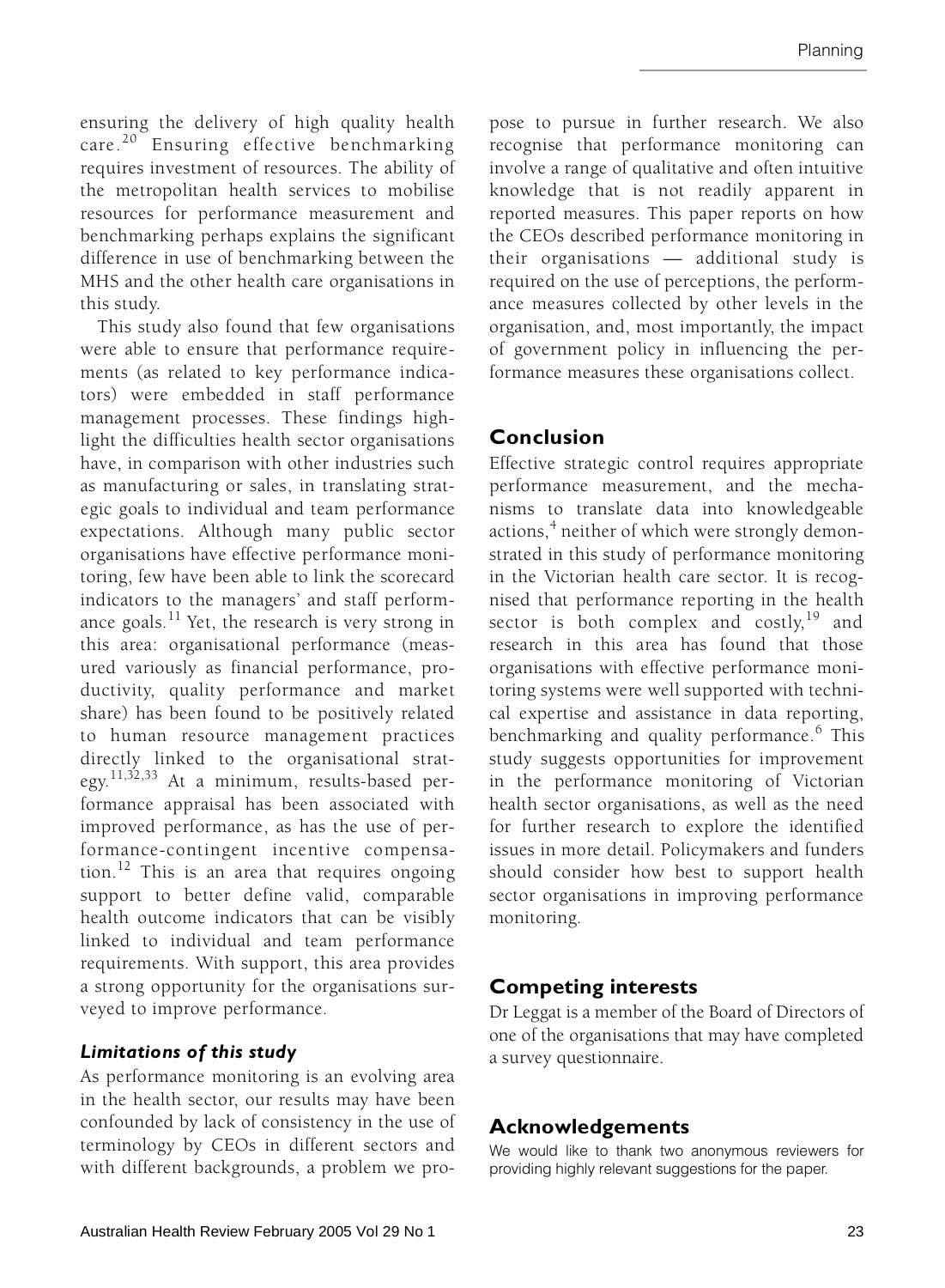ensuring the delivery of high quality health care.[20] Ensuring effective benchmarking requires investment of resources. The ability of the metropolitan health services to mobilise resources for performance measurement and benchmarking perhaps explains the significant difference in use of benchmarking between the MHS and the other health care organisations in this study.

This study also found that few organisations were able to ensure that performance requirements (as related to key performance indicators) were embedded in staff performance management processes. These findings highlight the difficulties health sector organisations have, in comparison with other industries such as manufacturing or sales, in translating strategic goals to individual and team performance expectations. Although many public sector organisations have effective performance monitoring, few have been able to link the scorecard indicators to the managers' and staff performance goals.[11] Yet, the research is very strong in this area: organisational performance (measured variously as financial performance, productivity, quality performance and market share) has been found to be positively related to human resource management practices directly linked to the organisational strategy.[11,32,33] At a minimum, results-based performance appraisal has been associated with improved performance, as has the use of performance-contingent incentive compensation.[12] This is an area that requires ongoing support to better define valid, comparable health outcome indicators that can be visibly linked to individual and team performance requirements. With support, this area provides a strong opportunity for the organisations surveyed to improve performance.

### *Limitations of this study*

As performance monitoring is an evolving area in the health sector, our results may have been confounded by lack of consistency in the use of terminology by CEOs in different sectors and with different backgrounds, a problem we propose to pursue in further research. We also recognise that performance monitoring can involve a range of qualitative and often intuitive knowledge that is not readily apparent in reported measures. This paper reports on how the CEOs described performance monitoring in their organisations — additional study is required on the use of perceptions, the performance measures collected by other levels in the organisation, and, most importantly, the impact of government policy in influencing the performance measures these organisations collect.

## Conclusion

Effective strategic control requires appropriate performance measurement, and the mechanisms to translate data into knowledgeable actions,[4] neither of which were strongly demonstrated in this study of performance monitoring in the Victorian health care sector. It is recognised that performance reporting in the health sector is both complex and costly,[19] and research in this area has found that those organisations with effective performance monitoring systems were well supported with technical expertise and assistance in data reporting, benchmarking and quality performance.[6] This study suggests opportunities for improvement in the performance monitoring of Victorian health sector organisations, as well as the need for further research to explore the identified issues in more detail. Policymakers and funders should consider how best to support health sector organisations in improving performance monitoring.

## Competing interests

Dr Leggat is a member of the Board of Directors of one of the organisations that may have completed a survey questionnaire.

## Acknowledgements

We would like to thank two anonymous reviewers for providing highly relevant suggestions for the paper.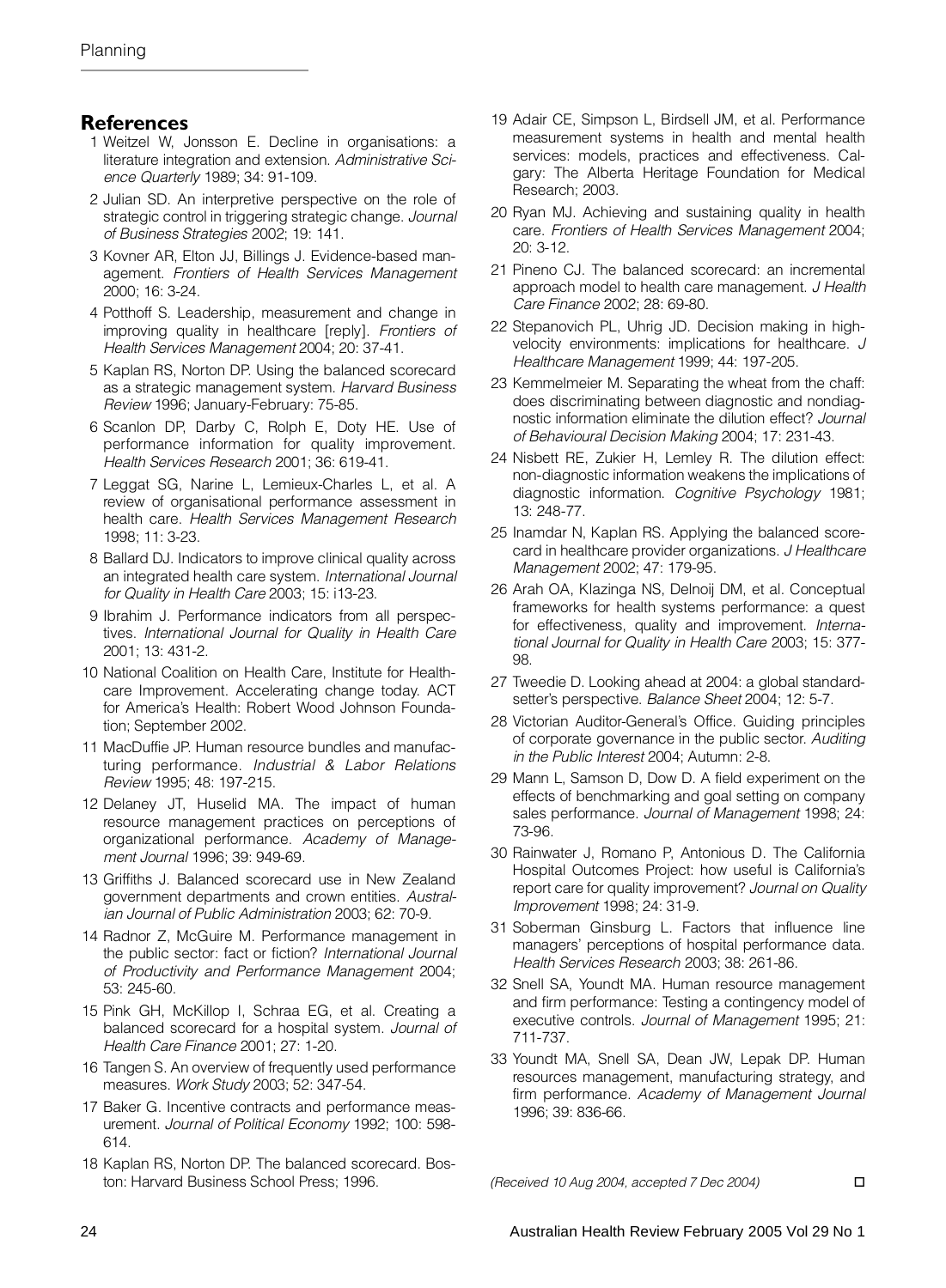## References

1 Weitzel W, Jonsson E. Decline in organisations: a literature integration and extension. *Administrative Science Quarterly* 1989; 34: 91-109.

2 Julian SD. An interpretive perspective on the role of strategic control in triggering strategic change. *Journal of Business Strategies* 2002; 19: 141.

3 Kovner AR, Elton JJ, Billings J. Evidence-based management. *Frontiers of Health Services Management* 2000; 16: 3-24.

4 Potthoff S. Leadership, measurement and change in improving quality in healthcare [reply]. *Frontiers of Health Services Management* 2004; 20: 37-41.

5 Kaplan RS, Norton DP. Using the balanced scorecard as a strategic management system. *Harvard Business Review* 1996; January-February: 75-85.

6 Scanlon DP, Darby C, Rolph E, Doty HE. Use of performance information for quality improvement. *Health Services Research* 2001; 36: 619-41.

7 Leggat SG, Narine L, Lemieux-Charles L, et al. A review of organisational performance assessment in health care. *Health Services Management Research* 1998; 11: 3-23.

8 Ballard DJ. Indicators to improve clinical quality across an integrated health care system. *International Journal for Quality in Health Care* 2003; 15: i13-23.

9 Ibrahim J. Performance indicators from all perspectives. *International Journal for Quality in Health Care* 2001; 13: 431-2.

10 National Coalition on Health Care, Institute for Healthcare Improvement. Accelerating change today. ACT for America's Health: Robert Wood Johnson Foundation; September 2002.

11 MacDuffie JP. Human resource bundles and manufacturing performance. *Industrial & Labor Relations Review* 1995; 48: 197-215.

12 Delaney JT, Huselid MA. The impact of human resource management practices on perceptions of organizational performance. *Academy of Management Journal* 1996; 39: 949-69.

13 Griffiths J. Balanced scorecard use in New Zealand government departments and crown entities. *Australian Journal of Public Administration* 2003; 62: 70-9.

14 Radnor Z, McGuire M. Performance management in the public sector: fact or fiction? *International Journal of Productivity and Performance Management* 2004; 53: 245-60.

15 Pink GH, McKillop I, Schraa EG, et al. Creating a balanced scorecard for a hospital system. *Journal of Health Care Finance* 2001; 27: 1-20.

16 Tangen S. An overview of frequently used performance measures. *Work Study* 2003; 52: 347-54.

17 Baker G. Incentive contracts and performance measurement. *Journal of Political Economy* 1992; 100: 598-614.

18 Kaplan RS, Norton DP. The balanced scorecard. Boston: Harvard Business School Press; 1996.

19 Adair CE, Simpson L, Birdsell JM, et al. Performance measurement systems in health and mental health services: models, practices and effectiveness. Calgary: The Alberta Heritage Foundation for Medical Research; 2003.

20 Ryan MJ. Achieving and sustaining quality in health care. *Frontiers of Health Services Management* 2004; 20: 3-12.

21 Pineno CJ. The balanced scorecard: an incremental approach model to health care management. *J Health Care Finance* 2002; 28: 69-80.

22 Stepanovich PL, Uhrig JD. Decision making in high-velocity environments: implications for healthcare. *J Healthcare Management* 1999; 44: 197-205.

23 Kemmelmeier M. Separating the wheat from the chaff: does discriminating between diagnostic and nondiagnostic information eliminate the dilution effect? *Journal of Behavioural Decision Making* 2004; 17: 231-43.

24 Nisbett RE, Zukier H, Lemley R. The dilution effect: non-diagnostic information weakens the implications of diagnostic information. *Cognitive Psychology* 1981; 13: 248-77.

25 Inamdar N, Kaplan RS. Applying the balanced scorecard in healthcare provider organizations. *J Healthcare Management* 2002; 47: 179-95.

26 Arah OA, Klazinga NS, Delnoij DM, et al. Conceptual frameworks for health systems performance: a quest for effectiveness, quality and improvement. *International Journal for Quality in Health Care* 2003; 15: 377-98.

27 Tweedie D. Looking ahead at 2004: a global standard-setter's perspective. *Balance Sheet* 2004; 12: 5-7.

28 Victorian Auditor-General's Office. Guiding principles of corporate governance in the public sector. *Auditing in the Public Interest* 2004; Autumn: 2-8.

29 Mann L, Samson D, Dow D. A field experiment on the effects of benchmarking and goal setting on company sales performance. *Journal of Management* 1998; 24: 73-96.

30 Rainwater J, Romano P, Antonious D. The California Hospital Outcomes Project: how useful is California's report care for quality improvement? *Journal on Quality Improvement* 1998; 24: 31-9.

31 Soberman Ginsburg L. Factors that influence line managers' perceptions of hospital performance data. *Health Services Research* 2003; 38: 261-86.

32 Snell SA, Youndt MA. Human resource management and firm performance: Testing a contingency model of executive controls. *Journal of Management* 1995; 21: 711-737.

33 Youndt MA, Snell SA, Dean JW, Lepak DP. Human resources management, manufacturing strategy, and firm performance. *Academy of Management Journal* 1996; 39: 836-66.

*(Received 10 Aug 2004, accepted 7 Dec 2004)*